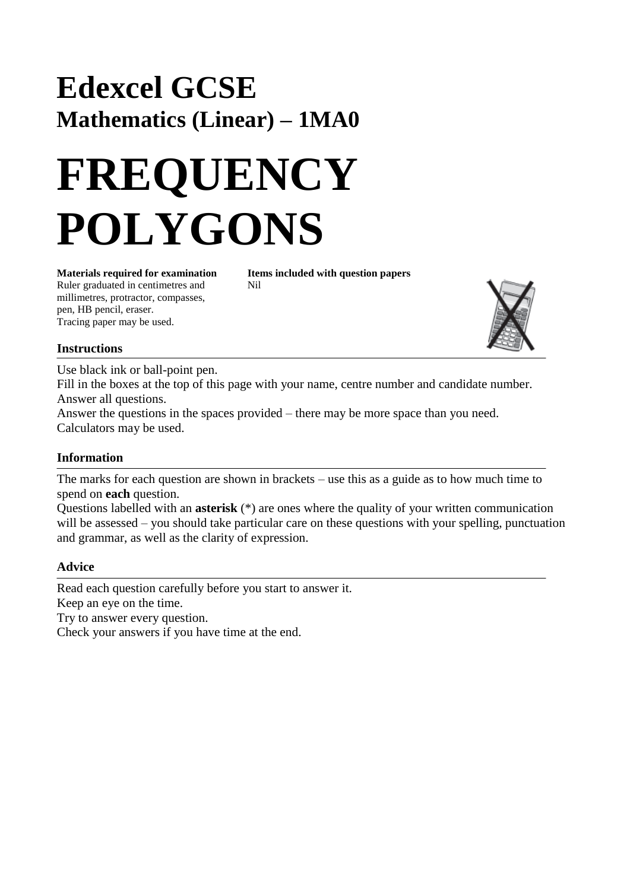# Edexcel GCSE

## Mathematics (Linear) – 1MA0

# FREQUENCY POLYGONS

**Materials required for examination**
Ruler graduated in centimetres and millimetres, protractor, compasses, pen, HB pencil, eraser.
Tracing paper may be used.

**Items included with question papers**
Nil

### Instructions

Use black ink or ball-point pen.
Fill in the boxes at the top of this page with your name, centre number and candidate number.
Answer all questions.
Answer the questions in the spaces provided – there may be more space than you need.
Calculators may be used.

### Information

The marks for each question are shown in brackets – use this as a guide as to how much time to spend on **each** question.
Questions labelled with an **asterisk** (*) are ones where the quality of your written communication will be assessed – you should take particular care on these questions with your spelling, punctuation and grammar, as well as the clarity of expression.

### Advice

Read each question carefully before you start to answer it.
Keep an eye on the time.
Try to answer every question.
Check your answers if you have time at the end.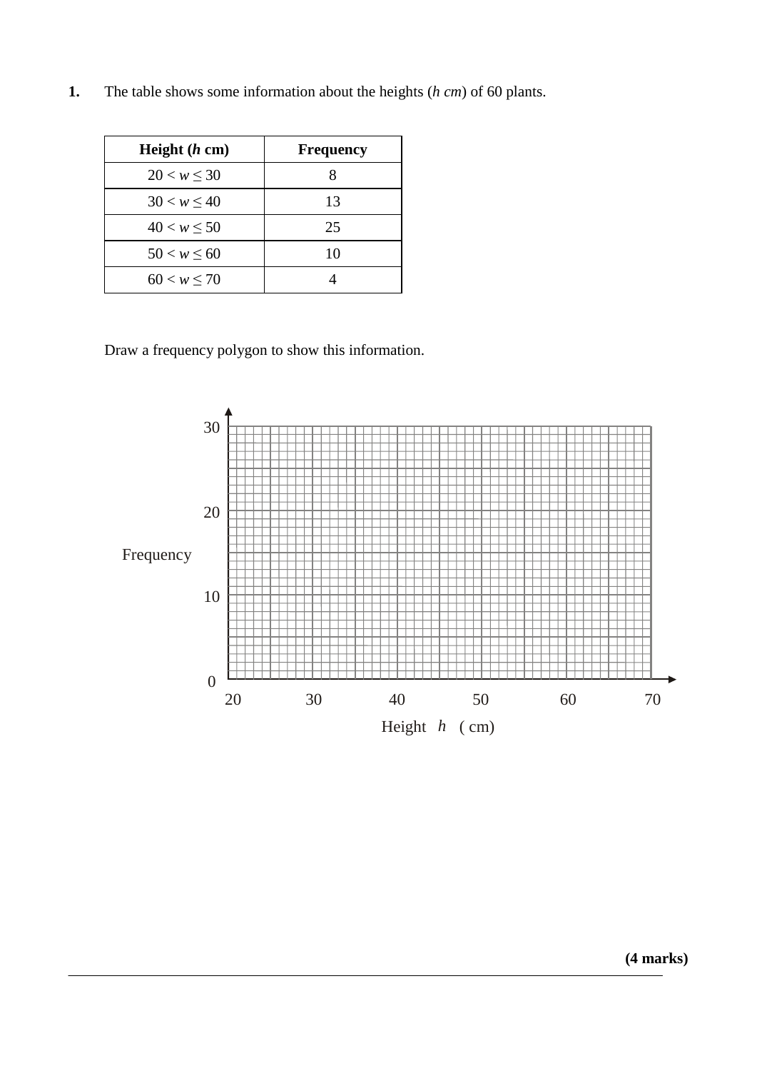**1.** The table shows some information about the heights ($h$ *cm*) of 60 plants.

| **Height ($h$ cm)** | **Frequency** |
|---|---|
| $20 < w \leq 30$ | 8 |
| $30 < w \leq 40$ | 13 |
| $40 < w \leq 50$ | 25 |
| $50 < w \leq 60$ | 10 |
| $60 < w \leq 70$ | 4 |

Draw a frequency polygon to show this information.

Frequency

30

20

10

0

20 30 40 50 60 70

Height $h$ ( cm)

**(4 marks)**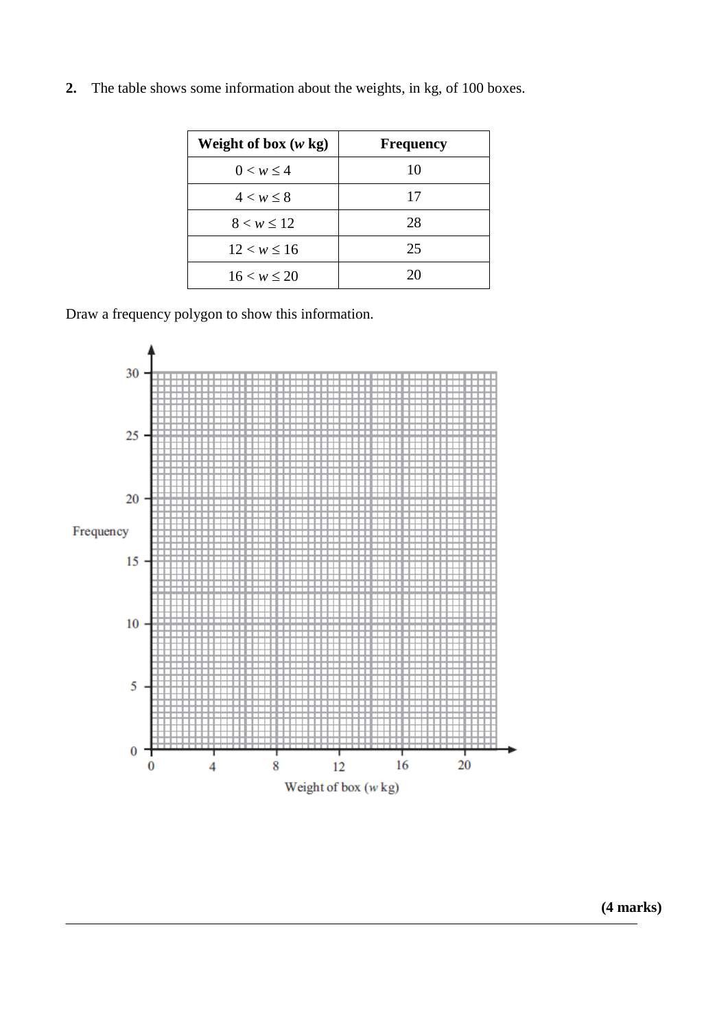**2.** The table shows some information about the weights, in kg, of 100 boxes.

| Weight of box ($w$ kg) | Frequency |
|---|---|
| $0 < w \leq 4$ | 10 |
| $4 < w \leq 8$ | 17 |
| $8 < w \leq 12$ | 28 |
| $12 < w \leq 16$ | 25 |
| $16 < w \leq 20$ | 20 |

Draw a frequency polygon to show this information.

Frequency

0, 5, 10, 15, 20, 25, 30

0, 4, 8, 12, 16, 20

Weight of box ($w$ kg)

**(4 marks)**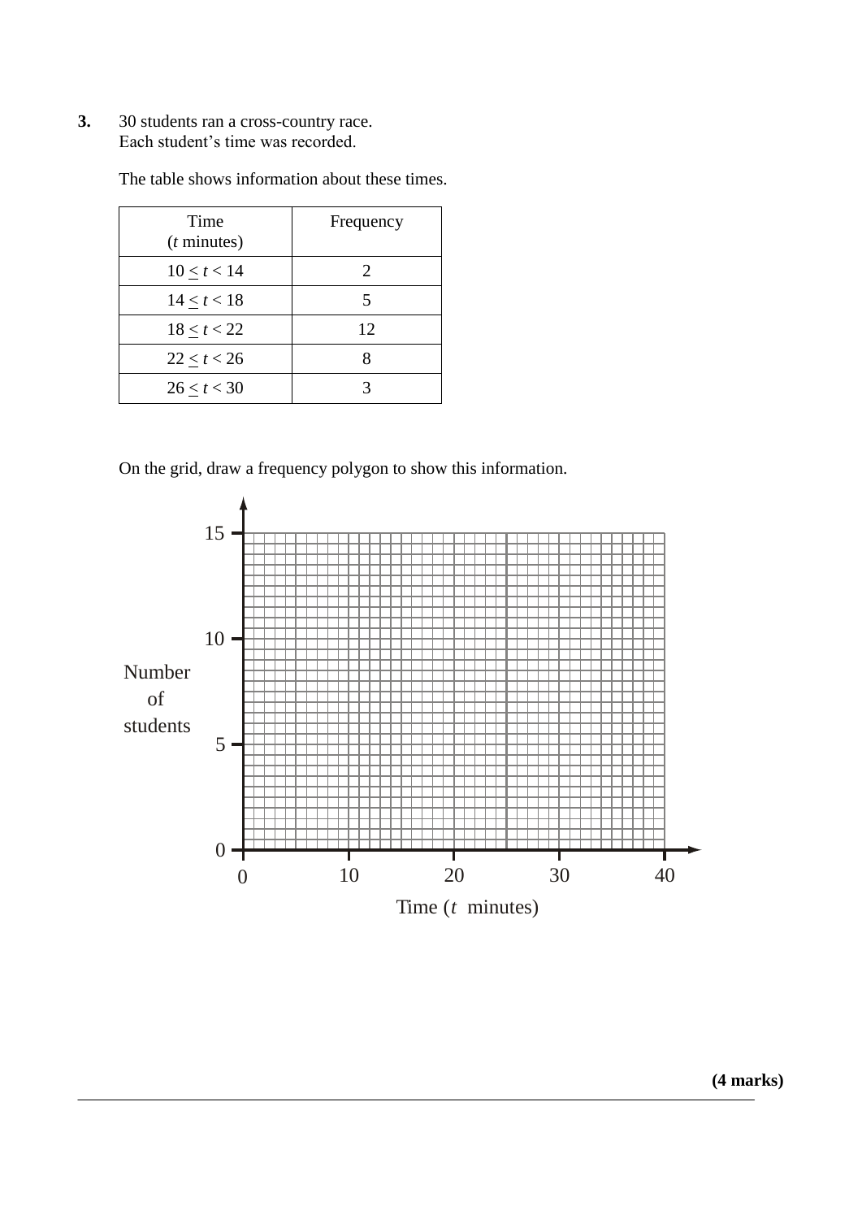**3.** 30 students ran a cross-country race.
Each student's time was recorded.

The table shows information about these times.

| Time ($t$ minutes) | Frequency |
|---|---|
| $10 \leq t < 14$ | 2 |
| $14 \leq t < 18$ | 5 |
| $18 \leq t < 22$ | 12 |
| $22 \leq t < 26$ | 8 |
| $26 \leq t < 30$ | 3 |

On the grid, draw a frequency polygon to show this information.

Number of students

15

10

5

0

0 10 20 30 40

Time ($t$ minutes)

**(4 marks)**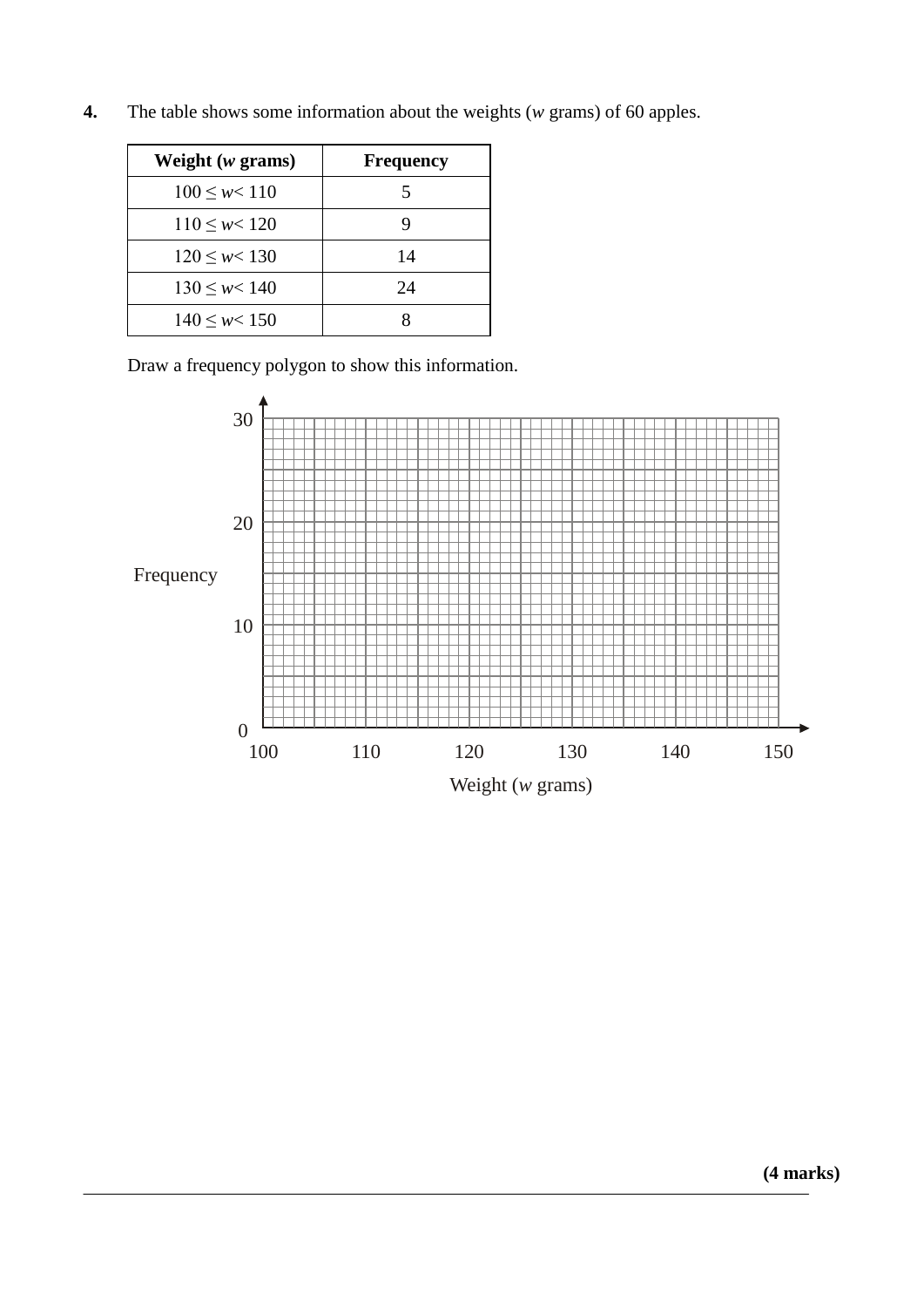**4.** The table shows some information about the weights ($w$ grams) of 60 apples.

| Weight ($w$ grams) | Frequency |
|---|---|
| $100 \le w < 110$ | 5 |
| $110 \le w < 120$ | 9 |
| $120 \le w < 130$ | 14 |
| $130 \le w < 140$ | 24 |
| $140 \le w < 150$ | 8 |

Draw a frequency polygon to show this information.

Frequency

30

20

10

0

100 110 120 130 140 150

Weight ($w$ grams)

**(4 marks)**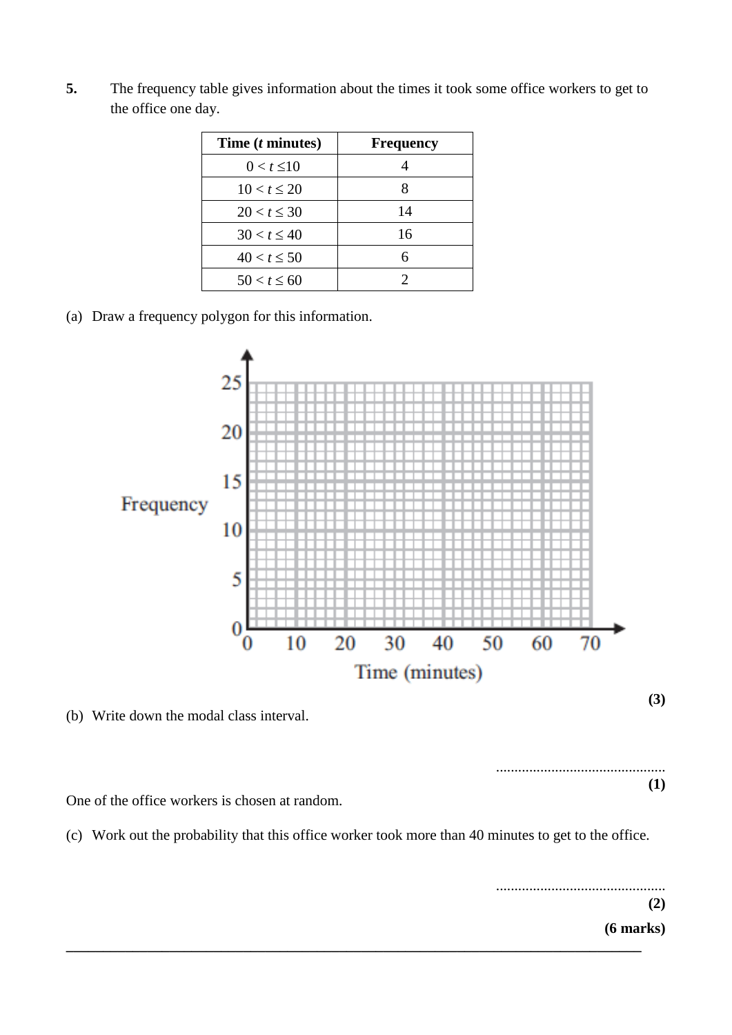**5.** The frequency table gives information about the times it took some office workers to get to the office one day.

| **Time ($t$ minutes)** | **Frequency** |
|---|---|
| $0 < t \leq 10$ | 4 |
| $10 < t \leq 20$ | 8 |
| $20 < t \leq 30$ | 14 |
| $30 < t \leq 40$ | 16 |
| $40 < t \leq 50$ | 6 |
| $50 < t \leq 60$ | 2 |

(a) Draw a frequency polygon for this information.

Frequency

25
20
15
10
5
0

0 10 20 30 40 50 60 70

Time (minutes)

**(3)**

(b) Write down the modal class interval.

..............................................

**(1)**

One of the office workers is chosen at random.

(c) Work out the probability that this office worker took more than 40 minutes to get to the office.

..............................................

**(2)**

**(6 marks)**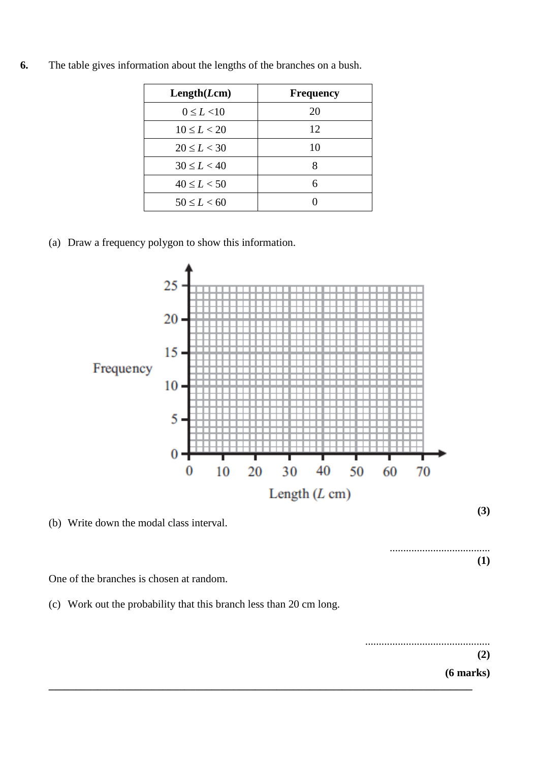**6.** The table gives information about the lengths of the branches on a bush.

| Length($L$cm) | Frequency |
|---|---|
| $0 \le L < 10$ | 20 |
| $10 \le L < 20$ | 12 |
| $20 \le L < 30$ | 10 |
| $30 \le L < 40$ | 8 |
| $40 \le L < 50$ | 6 |
| $50 \le L < 60$ | 0 |

(a) Draw a frequency polygon to show this information.

Frequency

25, 20, 15, 10, 5, 0

0, 10, 20, 30, 40, 50, 60, 70

Length ($L$ cm)

**(3)**

(b) Write down the modal class interval.

....................................

**(1)**

One of the branches is chosen at random.

(c) Work out the probability that this branch less than 20 cm long.

..............................................

**(2)**

**(6 marks)**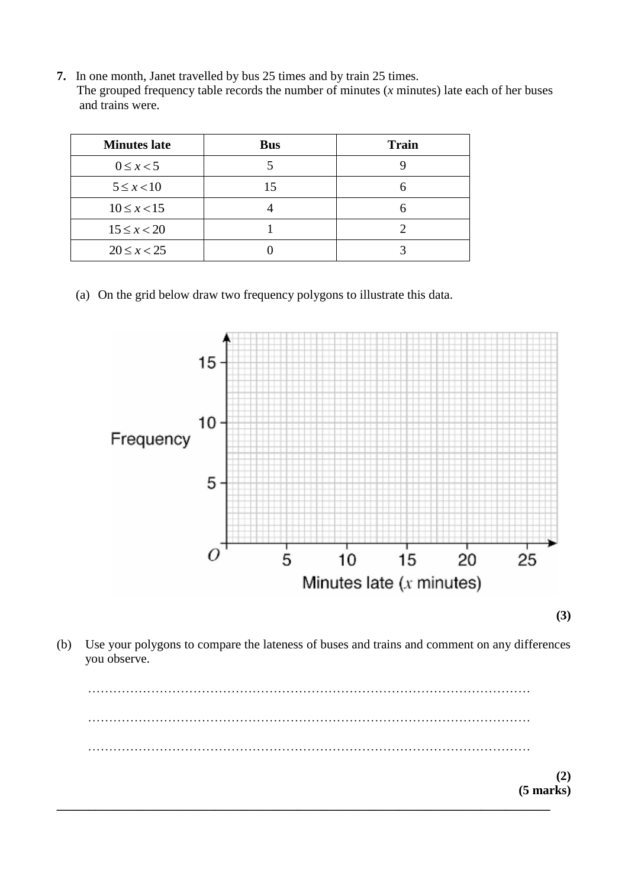**7.** In one month, Janet travelled by bus 25 times and by train 25 times.
The grouped frequency table records the number of minutes (*x* minutes) late each of her buses and trains were.

| Minutes late | Bus | Train |
|---|---|---|
| $0 \leq x < 5$ | 5 | 9 |
| $5 \leq x < 10$ | 15 | 6 |
| $10 \leq x < 15$ | 4 | 6 |
| $15 \leq x < 20$ | 1 | 2 |
| $20 \leq x < 25$ | 0 | 3 |

(a) On the grid below draw two frequency polygons to illustrate this data.

Frequency

15

10

5

O

5 10 15 20 25

Minutes late ($x$ minutes)

**(3)**

(b) Use your polygons to compare the lateness of buses and trains and comment on any differences you observe.

…………………………………………………………………………………………

…………………………………………………………………………………………

…………………………………………………………………………………………

**(2)**
**(5 marks)**